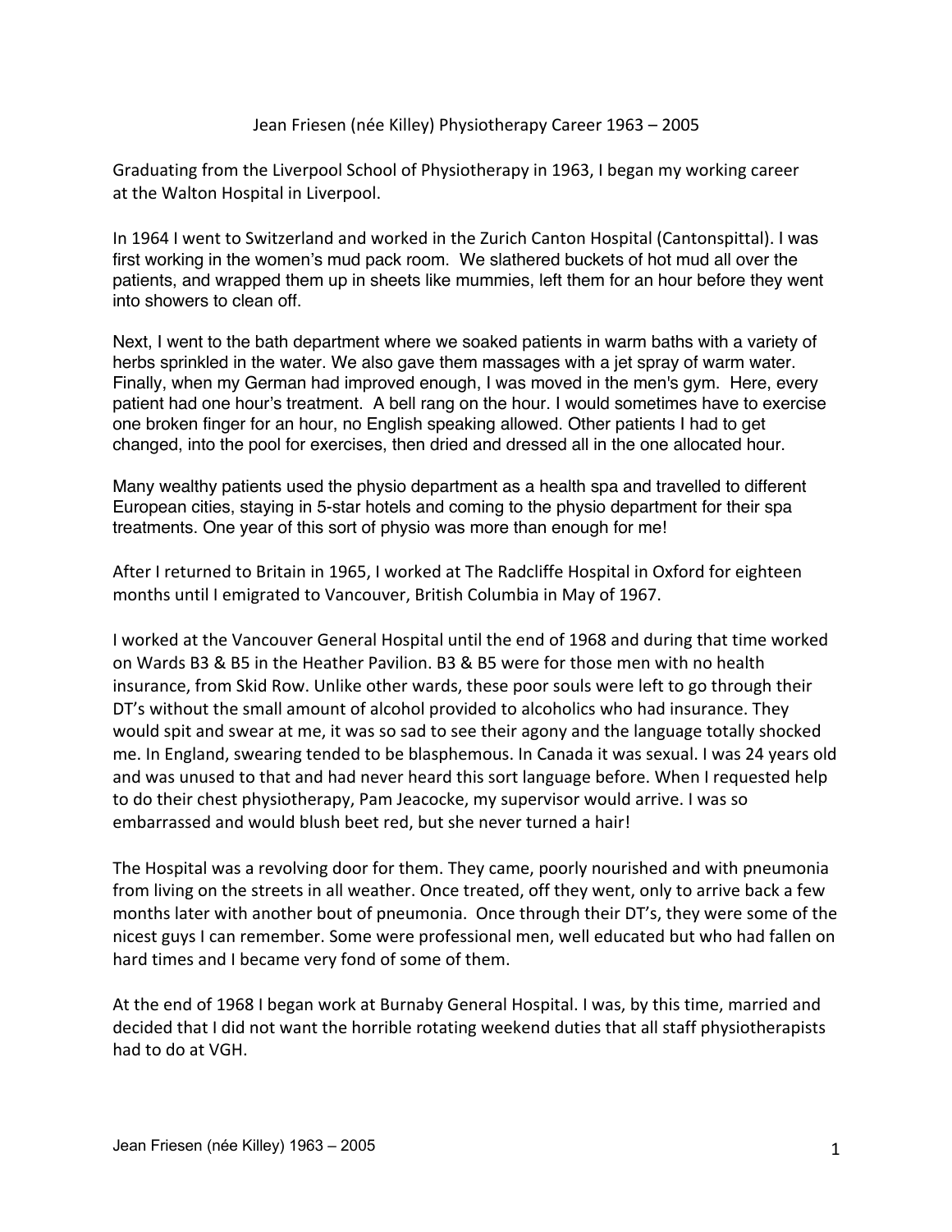# Jean Friesen (née Killey) Physiotherapy Career 1963 – 2005

Graduating from the Liverpool School of Physiotherapy in 1963, I began my working career at the Walton Hospital in Liverpool.

In 1964 I went to Switzerland and worked in the Zurich Canton Hospital (Cantonspittal). I was first working in the women's mud pack room. We slathered buckets of hot mud all over the patients, and wrapped them up in sheets like mummies, left them for an hour before they went into showers to clean off.

Next, I went to the bath department where we soaked patients in warm baths with a variety of herbs sprinkled in the water. We also gave them massages with a jet spray of warm water. Finally, when my German had improved enough, I was moved in the men's gym. Here, every patient had one hour's treatment. A bell rang on the hour. I would sometimes have to exercise one broken finger for an hour, no English speaking allowed. Other patients I had to get changed, into the pool for exercises, then dried and dressed all in the one allocated hour.

Many wealthy patients used the physio department as a health spa and travelled to different European cities, staying in 5-star hotels and coming to the physio department for their spa treatments. One year of this sort of physio was more than enough for me!

After I returned to Britain in 1965, I worked at The Radcliffe Hospital in Oxford for eighteen months until I emigrated to Vancouver, British Columbia in May of 1967.

I worked at the Vancouver General Hospital until the end of 1968 and during that time worked on Wards B3 & B5 in the Heather Pavilion. B3 & B5 were for those men with no health insurance, from Skid Row. Unlike other wards, these poor souls were left to go through their DT's without the small amount of alcohol provided to alcoholics who had insurance. They would spit and swear at me, it was so sad to see their agony and the language totally shocked me. In England, swearing tended to be blasphemous. In Canada it was sexual. I was 24 years old and was unused to that and had never heard this sort language before. When I requested help to do their chest physiotherapy, Pam Jeacocke, my supervisor would arrive. I was so embarrassed and would blush beet red, but she never turned a hair!

The Hospital was a revolving door for them. They came, poorly nourished and with pneumonia from living on the streets in all weather. Once treated, off they went, only to arrive back a few months later with another bout of pneumonia. Once through their DT's, they were some of the nicest guys I can remember. Some were professional men, well educated but who had fallen on hard times and I became very fond of some of them.

At the end of 1968 I began work at Burnaby General Hospital. I was, by this time, married and decided that I did not want the horrible rotating weekend duties that all staff physiotherapists had to do at VGH.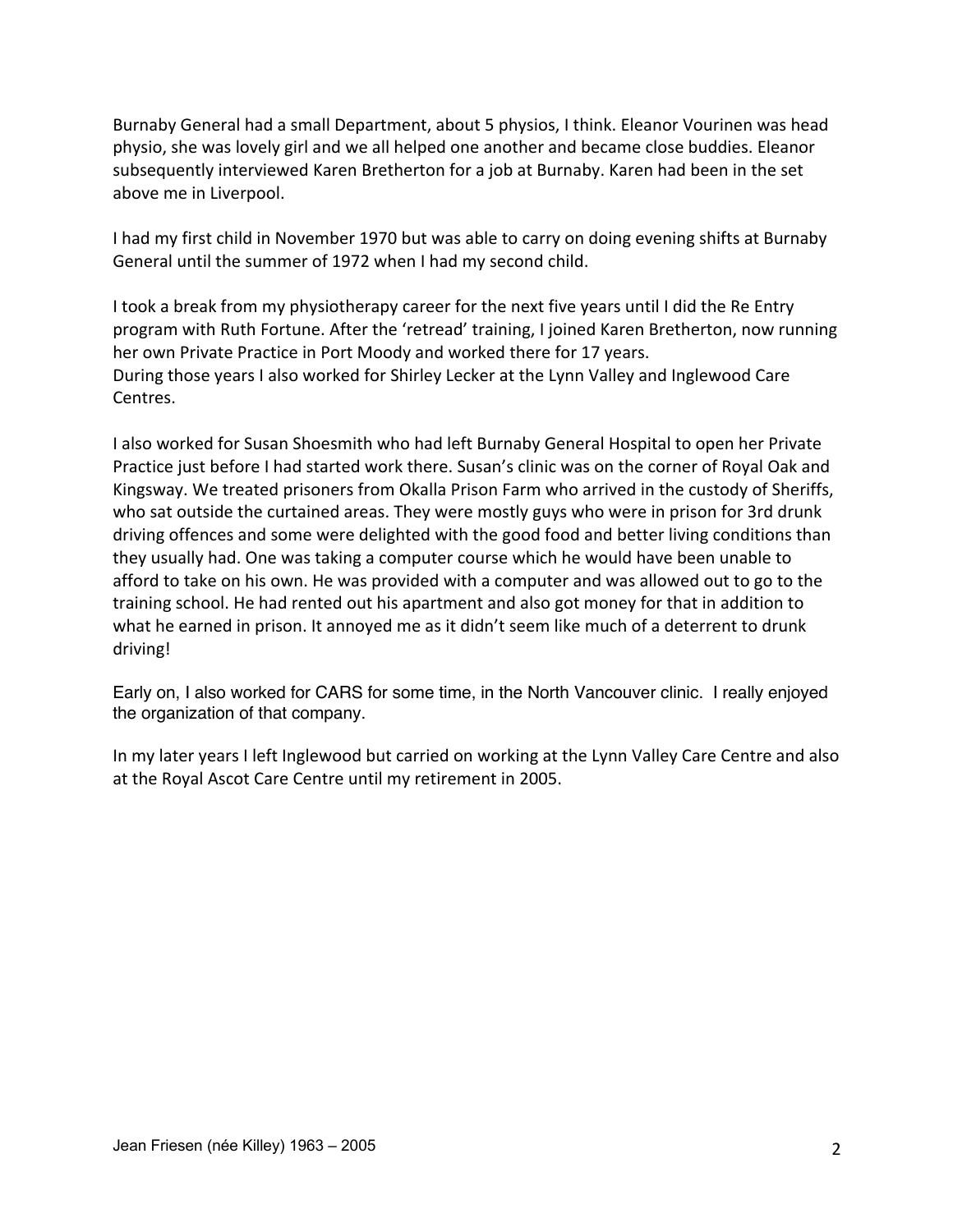Burnaby General had a small Department, about 5 physios, I think. Eleanor Vourinen was head physio, she was lovely girl and we all helped one another and became close buddies. Eleanor subsequently interviewed Karen Bretherton for a job at Burnaby. Karen had been in the set above me in Liverpool.

I had my first child in November 1970 but was able to carry on doing evening shifts at Burnaby General until the summer of 1972 when I had my second child.

I took a break from my physiotherapy career for the next five years until I did the Re Entry program with Ruth Fortune. After the 'retread' training, I joined Karen Bretherton, now running her own Private Practice in Port Moody and worked there for 17 years.
During those years I also worked for Shirley Lecker at the Lynn Valley and Inglewood Care Centres.

I also worked for Susan Shoesmith who had left Burnaby General Hospital to open her Private Practice just before I had started work there. Susan's clinic was on the corner of Royal Oak and Kingsway. We treated prisoners from Okalla Prison Farm who arrived in the custody of Sheriffs, who sat outside the curtained areas. They were mostly guys who were in prison for 3rd drunk driving offences and some were delighted with the good food and better living conditions than they usually had. One was taking a computer course which he would have been unable to afford to take on his own. He was provided with a computer and was allowed out to go to the training school. He had rented out his apartment and also got money for that in addition to what he earned in prison. It annoyed me as it didn't seem like much of a deterrent to drunk driving!

Early on, I also worked for CARS for some time, in the North Vancouver clinic. I really enjoyed the organization of that company.

In my later years I left Inglewood but carried on working at the Lynn Valley Care Centre and also at the Royal Ascot Care Centre until my retirement in 2005.